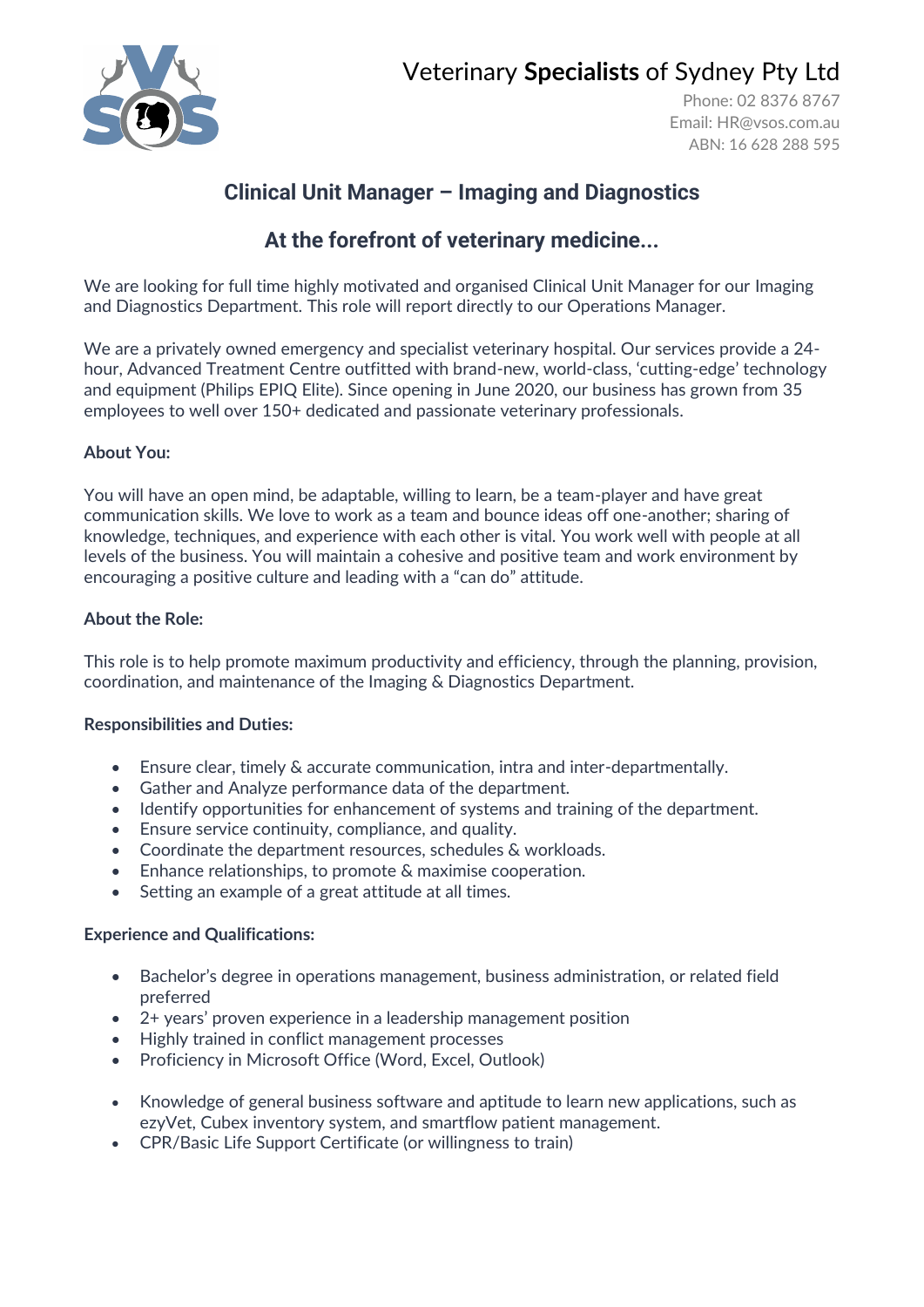Veterinary **Specialists** of Sydney Pty Ltd

Phone: 02 8376 8767
Email: HR@vsos.com.au
ABN: 16 628 288 595

## Clinical Unit Manager – Imaging and Diagnostics

## At the forefront of veterinary medicine...

We are looking for full time highly motivated and organised Clinical Unit Manager for our Imaging and Diagnostics Department. This role will report directly to our Operations Manager.

We are a privately owned emergency and specialist veterinary hospital. Our services provide a 24-hour, Advanced Treatment Centre outfitted with brand-new, world-class, 'cutting-edge' technology and equipment (Philips EPIQ Elite). Since opening in June 2020, our business has grown from 35 employees to well over 150+ dedicated and passionate veterinary professionals.

**About You:**

You will have an open mind, be adaptable, willing to learn, be a team-player and have great communication skills. We love to work as a team and bounce ideas off one-another; sharing of knowledge, techniques, and experience with each other is vital. You work well with people at all levels of the business. You will maintain a cohesive and positive team and work environment by encouraging a positive culture and leading with a "can do" attitude.

**About the Role:**

This role is to help promote maximum productivity and efficiency, through the planning, provision, coordination, and maintenance of the Imaging & Diagnostics Department.

**Responsibilities and Duties:**

- Ensure clear, timely & accurate communication, intra and inter-departmentally.
- Gather and Analyze performance data of the department.
- Identify opportunities for enhancement of systems and training of the department.
- Ensure service continuity, compliance, and quality.
- Coordinate the department resources, schedules & workloads.
- Enhance relationships, to promote & maximise cooperation.
- Setting an example of a great attitude at all times.

**Experience and Qualifications:**

- Bachelor's degree in operations management, business administration, or related field preferred
- 2+ years' proven experience in a leadership management position
- Highly trained in conflict management processes
- Proficiency in Microsoft Office (Word, Excel, Outlook)
- Knowledge of general business software and aptitude to learn new applications, such as ezyVet, Cubex inventory system, and smartflow patient management.
- CPR/Basic Life Support Certificate (or willingness to train)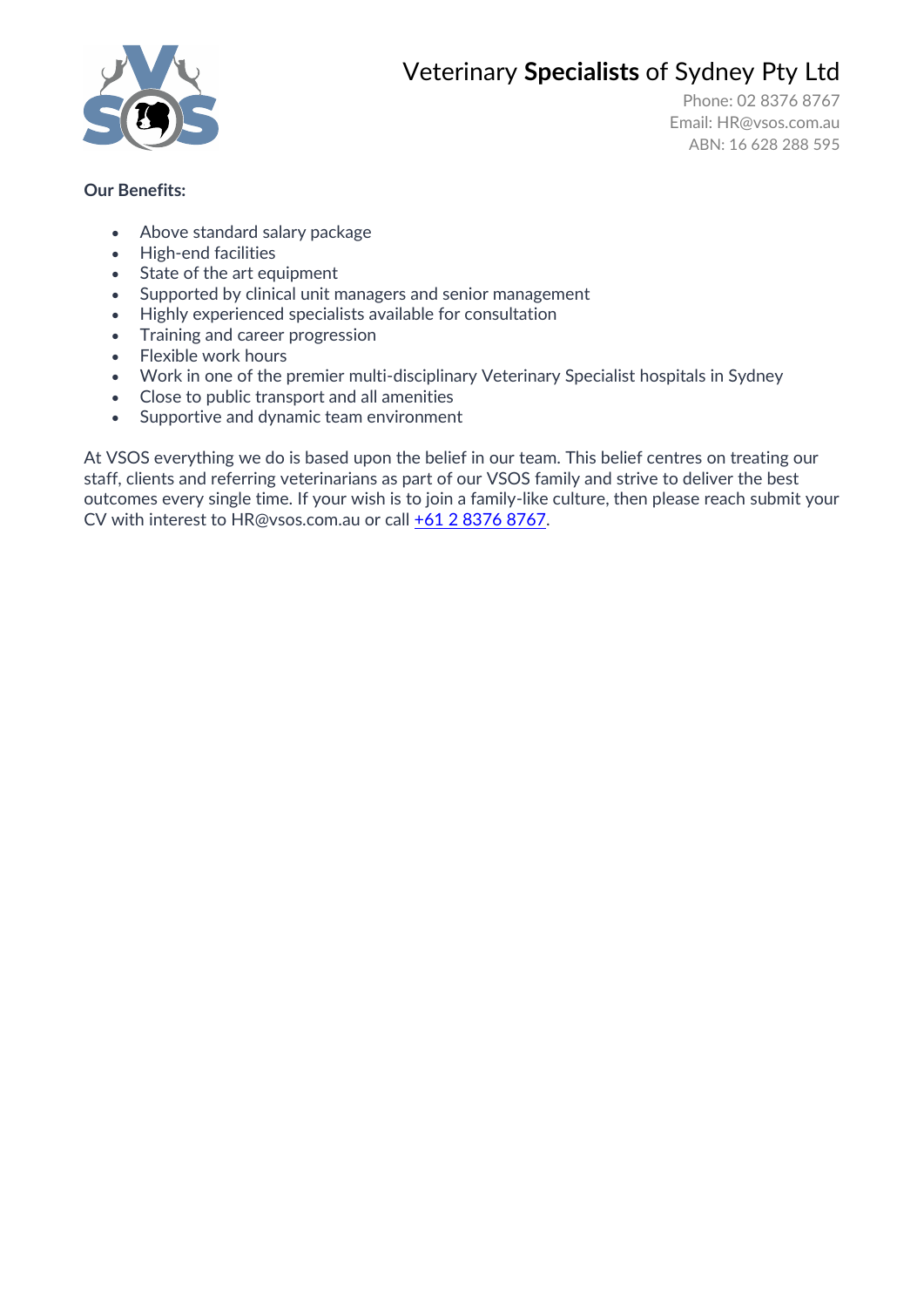# Veterinary **Specialists** of Sydney Pty Ltd

Phone: 02 8376 8767
Email: HR@vsos.com.au
ABN: 16 628 288 595

**Our Benefits:**

- Above standard salary package
- High-end facilities
- State of the art equipment
- Supported by clinical unit managers and senior management
- Highly experienced specialists available for consultation
- Training and career progression
- Flexible work hours
- Work in one of the premier multi-disciplinary Veterinary Specialist hospitals in Sydney
- Close to public transport and all amenities
- Supportive and dynamic team environment

At VSOS everything we do is based upon the belief in our team. This belief centres on treating our staff, clients and referring veterinarians as part of our VSOS family and strive to deliver the best outcomes every single time. If your wish is to join a family-like culture, then please reach submit your CV with interest to HR@vsos.com.au or call +61 2 8376 8767.